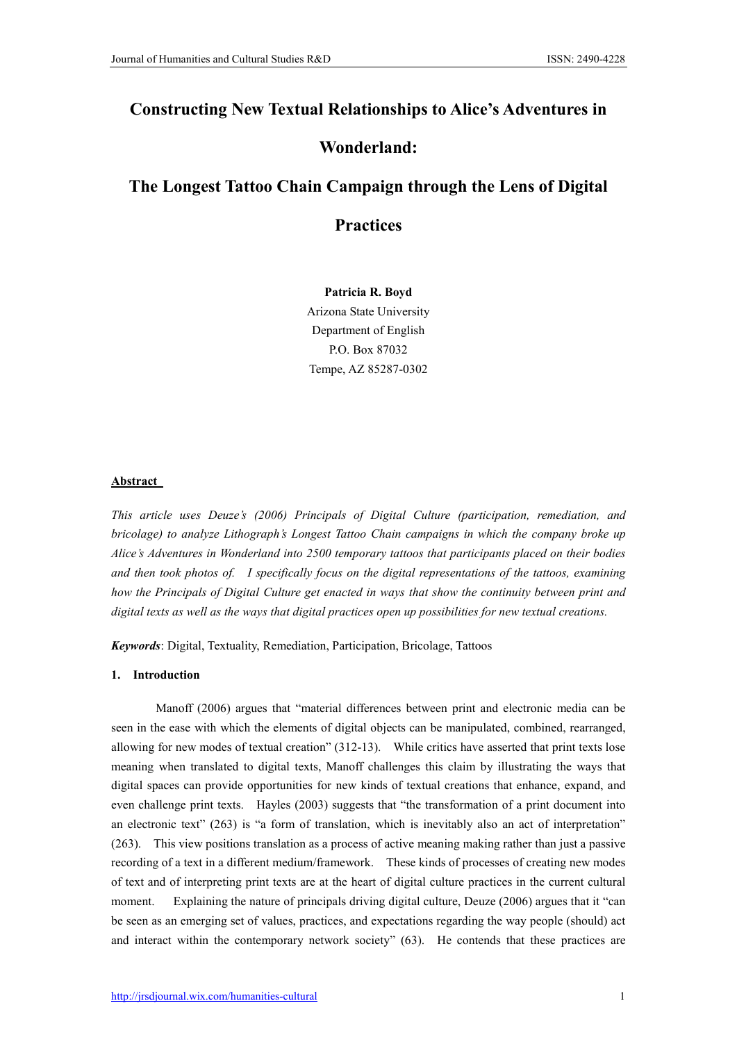# Constructing New Textual Relationships to Alice's Adventures in Wonderland:

## The Longest Tattoo Chain Campaign through the Lens of Digital Practices

**Patricia R. Boyd**
Arizona State University
Department of English
P.O. Box 87032
Tempe, AZ 85287-0302

**Abstract**

*This article uses Deuze's (2006) Principals of Digital Culture (participation, remediation, and bricolage) to analyze Lithograph's Longest Tattoo Chain campaigns in which the company broke up Alice's Adventures in Wonderland into 2500 temporary tattoos that participants placed on their bodies and then took photos of. I specifically focus on the digital representations of the tattoos, examining how the Principals of Digital Culture get enacted in ways that show the continuity between print and digital texts as well as the ways that digital practices open up possibilities for new textual creations.*

***Keywords***: Digital, Textuality, Remediation, Participation, Bricolage, Tattoos

### 1. Introduction

Manoff (2006) argues that "material differences between print and electronic media can be seen in the ease with which the elements of digital objects can be manipulated, combined, rearranged, allowing for new modes of textual creation" (312-13). While critics have asserted that print texts lose meaning when translated to digital texts, Manoff challenges this claim by illustrating the ways that digital spaces can provide opportunities for new kinds of textual creations that enhance, expand, and even challenge print texts. Hayles (2003) suggests that "the transformation of a print document into an electronic text" (263) is "a form of translation, which is inevitably also an act of interpretation" (263). This view positions translation as a process of active meaning making rather than just a passive recording of a text in a different medium/framework. These kinds of processes of creating new modes of text and of interpreting print texts are at the heart of digital culture practices in the current cultural moment. Explaining the nature of principals driving digital culture, Deuze (2006) argues that it "can be seen as an emerging set of values, practices, and expectations regarding the way people (should) act and interact within the contemporary network society" (63). He contends that these practices are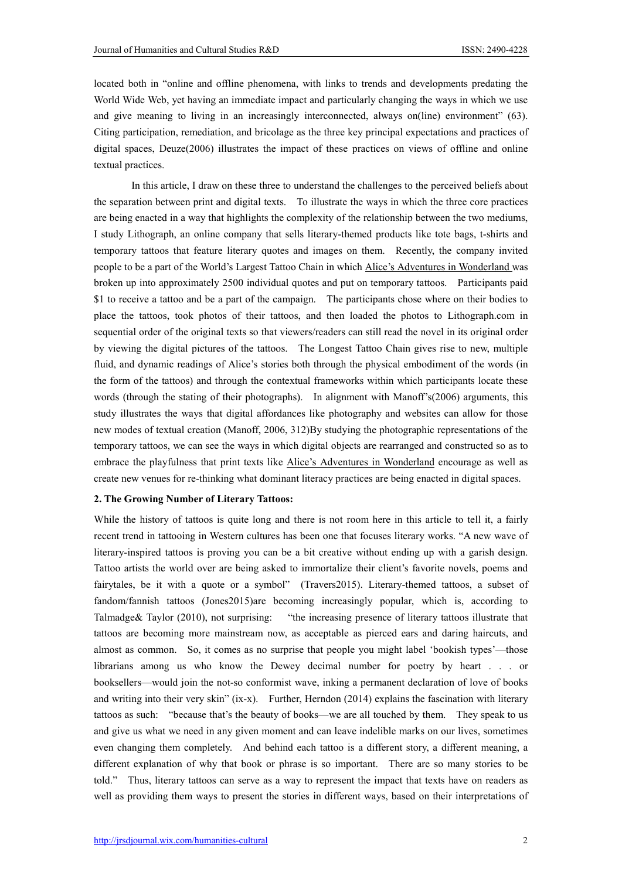located both in "online and offline phenomena, with links to trends and developments predating the World Wide Web, yet having an immediate impact and particularly changing the ways in which we use and give meaning to living in an increasingly interconnected, always on(line) environment" (63). Citing participation, remediation, and bricolage as the three key principal expectations and practices of digital spaces, Deuze(2006) illustrates the impact of these practices on views of offline and online textual practices.

In this article, I draw on these three to understand the challenges to the perceived beliefs about the separation between print and digital texts. To illustrate the ways in which the three core practices are being enacted in a way that highlights the complexity of the relationship between the two mediums, I study Lithograph, an online company that sells literary-themed products like tote bags, t-shirts and temporary tattoos that feature literary quotes and images on them. Recently, the company invited people to be a part of the World's Largest Tattoo Chain in which Alice's Adventures in Wonderland was broken up into approximately 2500 individual quotes and put on temporary tattoos. Participants paid $1 to receive a tattoo and be a part of the campaign. The participants chose where on their bodies to place the tattoos, took photos of their tattoos, and then loaded the photos to Lithograph.com in sequential order of the original texts so that viewers/readers can still read the novel in its original order by viewing the digital pictures of the tattoos. The Longest Tattoo Chain gives rise to new, multiple fluid, and dynamic readings of Alice's stories both through the physical embodiment of the words (in the form of the tattoos) and through the contextual frameworks within which participants locate these words (through the stating of their photographs). In alignment with Manoff's(2006) arguments, this study illustrates the ways that digital affordances like photography and websites can allow for those new modes of textual creation (Manoff, 2006, 312)By studying the photographic representations of the temporary tattoos, we can see the ways in which digital objects are rearranged and constructed so as to embrace the playfulness that print texts like Alice's Adventures in Wonderland encourage as well as create new venues for re-thinking what dominant literacy practices are being enacted in digital spaces.

**2. The Growing Number of Literary Tattoos:**

While the history of tattoos is quite long and there is not room here in this article to tell it, a fairly recent trend in tattooing in Western cultures has been one that focuses literary works. "A new wave of literary-inspired tattoos is proving you can be a bit creative without ending up with a garish design. Tattoo artists the world over are being asked to immortalize their client's favorite novels, poems and fairytales, be it with a quote or a symbol" (Travers2015). Literary-themed tattoos, a subset of fandom/fannish tattoos (Jones2015)are becoming increasingly popular, which is, according to Talmadge& Taylor (2010), not surprising: "the increasing presence of literary tattoos illustrate that tattoos are becoming more mainstream now, as acceptable as pierced ears and daring haircuts, and almost as common. So, it comes as no surprise that people you might label 'bookish types'—those librarians among us who know the Dewey decimal number for poetry by heart . . . or booksellers—would join the not-so conformist wave, inking a permanent declaration of love of books and writing into their very skin" (ix-x). Further, Herndon (2014) explains the fascination with literary tattoos as such: "because that's the beauty of books—we are all touched by them. They speak to us and give us what we need in any given moment and can leave indelible marks on our lives, sometimes even changing them completely. And behind each tattoo is a different story, a different meaning, a different explanation of why that book or phrase is so important. There are so many stories to be told." Thus, literary tattoos can serve as a way to represent the impact that texts have on readers as well as providing them ways to present the stories in different ways, based on their interpretations of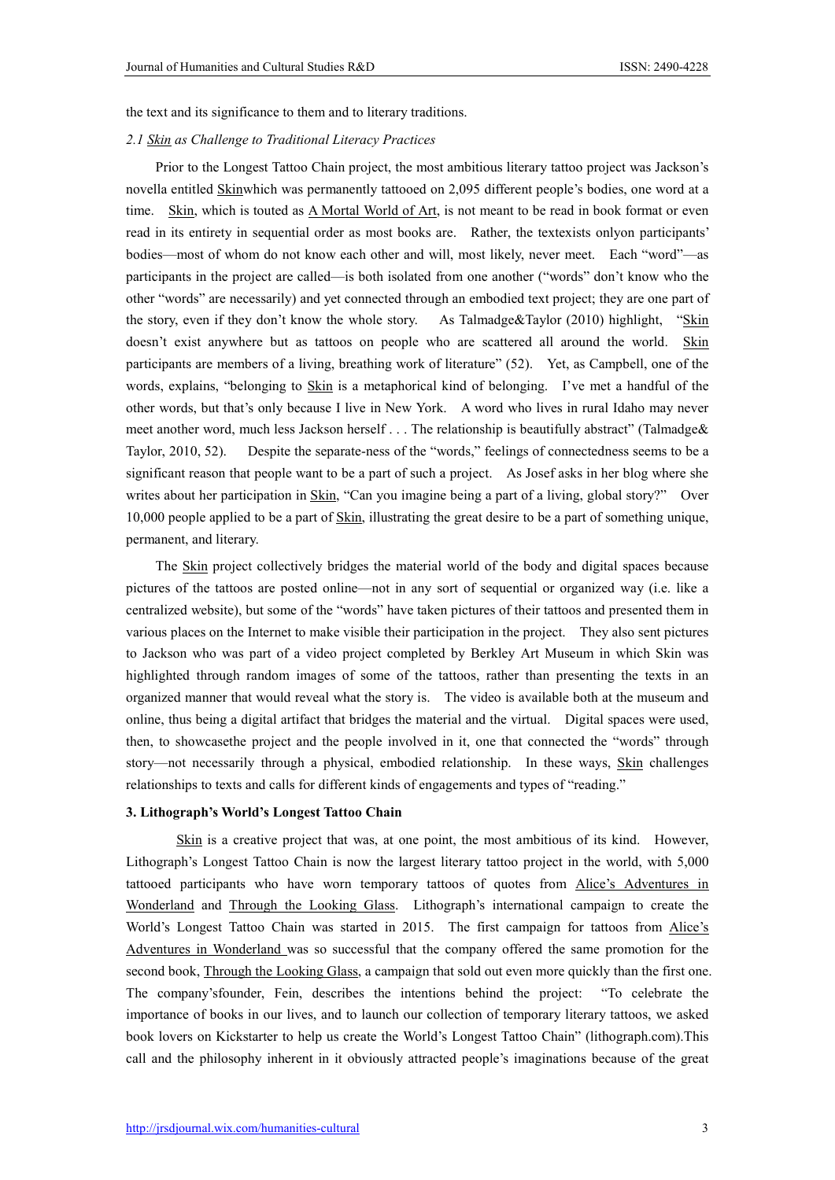the text and its significance to them and to literary traditions.

### *2.1 Skin as Challenge to Traditional Literacy Practices*

Prior to the Longest Tattoo Chain project, the most ambitious literary tattoo project was Jackson's novella entitled Skinwhich was permanently tattooed on 2,095 different people's bodies, one word at a time. Skin, which is touted as A Mortal World of Art, is not meant to be read in book format or even read in its entirety in sequential order as most books are. Rather, the textexists onlyon participants' bodies—most of whom do not know each other and will, most likely, never meet. Each "word"—as participants in the project are called—is both isolated from one another ("words" don't know who the other "words" are necessarily) and yet connected through an embodied text project; they are one part of the story, even if they don't know the whole story. As Talmadge&Taylor (2010) highlight, "Skin doesn't exist anywhere but as tattoos on people who are scattered all around the world. Skin participants are members of a living, breathing work of literature" (52). Yet, as Campbell, one of the words, explains, "belonging to Skin is a metaphorical kind of belonging. I've met a handful of the other words, but that's only because I live in New York. A word who lives in rural Idaho may never meet another word, much less Jackson herself . . . The relationship is beautifully abstract" (Talmadge& Taylor, 2010, 52). Despite the separate-ness of the "words," feelings of connectedness seems to be a significant reason that people want to be a part of such a project. As Josef asks in her blog where she writes about her participation in Skin, "Can you imagine being a part of a living, global story?" Over 10,000 people applied to be a part of Skin, illustrating the great desire to be a part of something unique, permanent, and literary.

The Skin project collectively bridges the material world of the body and digital spaces because pictures of the tattoos are posted online—not in any sort of sequential or organized way (i.e. like a centralized website), but some of the "words" have taken pictures of their tattoos and presented them in various places on the Internet to make visible their participation in the project. They also sent pictures to Jackson who was part of a video project completed by Berkley Art Museum in which Skin was highlighted through random images of some of the tattoos, rather than presenting the texts in an organized manner that would reveal what the story is. The video is available both at the museum and online, thus being a digital artifact that bridges the material and the virtual. Digital spaces were used, then, to showcasethe project and the people involved in it, one that connected the "words" through story—not necessarily through a physical, embodied relationship. In these ways, Skin challenges relationships to texts and calls for different kinds of engagements and types of "reading."

## **3. Lithograph's World's Longest Tattoo Chain**

Skin is a creative project that was, at one point, the most ambitious of its kind. However, Lithograph's Longest Tattoo Chain is now the largest literary tattoo project in the world, with 5,000 tattooed participants who have worn temporary tattoos of quotes from Alice's Adventures in Wonderland and Through the Looking Glass. Lithograph's international campaign to create the World's Longest Tattoo Chain was started in 2015. The first campaign for tattoos from Alice's Adventures in Wonderland was so successful that the company offered the same promotion for the second book, Through the Looking Glass, a campaign that sold out even more quickly than the first one. The company'sfounder, Fein, describes the intentions behind the project: "To celebrate the importance of books in our lives, and to launch our collection of temporary literary tattoos, we asked book lovers on Kickstarter to help us create the World's Longest Tattoo Chain" (lithograph.com).This call and the philosophy inherent in it obviously attracted people's imaginations because of the great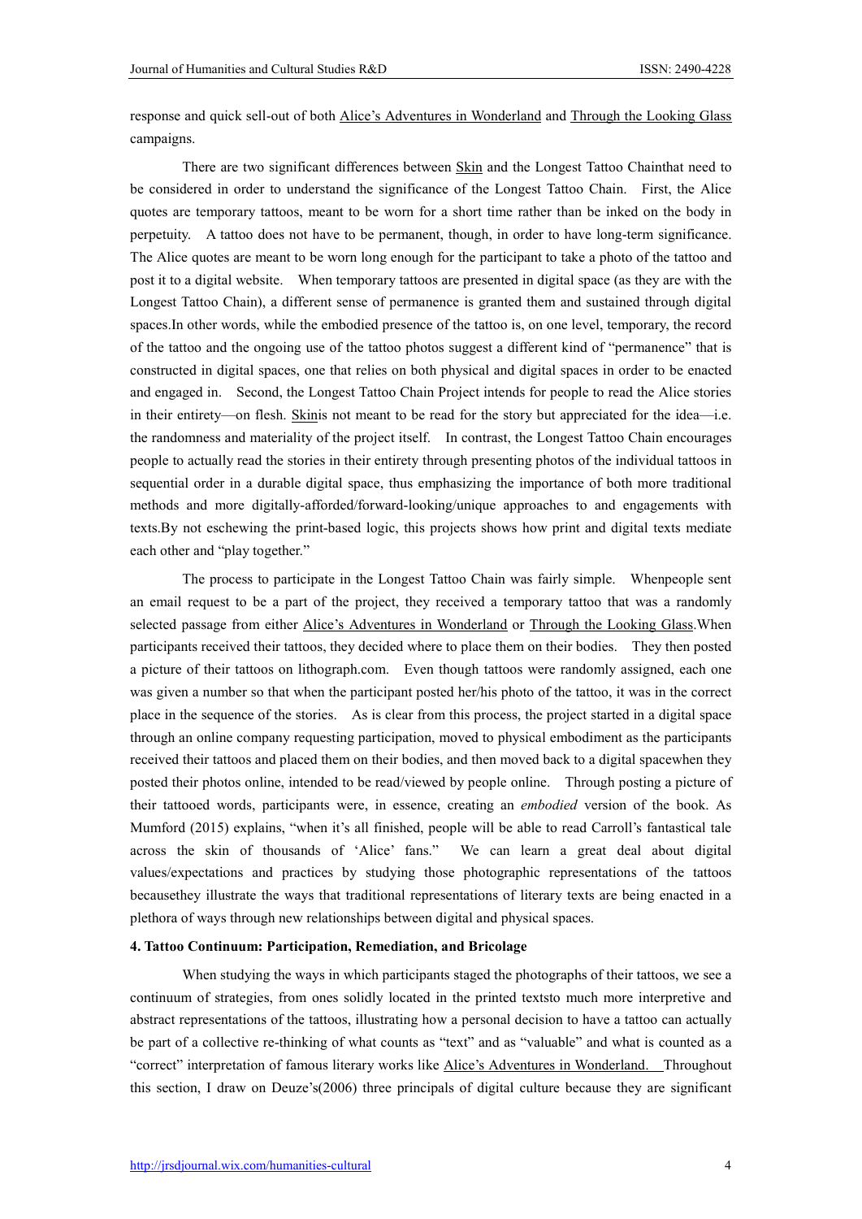response and quick sell-out of both Alice's Adventures in Wonderland and Through the Looking Glass campaigns.

There are two significant differences between Skin and the Longest Tattoo Chainthat need to be considered in order to understand the significance of the Longest Tattoo Chain. First, the Alice quotes are temporary tattoos, meant to be worn for a short time rather than be inked on the body in perpetuity. A tattoo does not have to be permanent, though, in order to have long-term significance. The Alice quotes are meant to be worn long enough for the participant to take a photo of the tattoo and post it to a digital website. When temporary tattoos are presented in digital space (as they are with the Longest Tattoo Chain), a different sense of permanence is granted them and sustained through digital spaces.In other words, while the embodied presence of the tattoo is, on one level, temporary, the record of the tattoo and the ongoing use of the tattoo photos suggest a different kind of "permanence" that is constructed in digital spaces, one that relies on both physical and digital spaces in order to be enacted and engaged in. Second, the Longest Tattoo Chain Project intends for people to read the Alice stories in their entirety—on flesh. Skinis not meant to be read for the story but appreciated for the idea—i.e. the randomness and materiality of the project itself. In contrast, the Longest Tattoo Chain encourages people to actually read the stories in their entirety through presenting photos of the individual tattoos in sequential order in a durable digital space, thus emphasizing the importance of both more traditional methods and more digitally-afforded/forward-looking/unique approaches to and engagements with texts.By not eschewing the print-based logic, this projects shows how print and digital texts mediate each other and "play together."

The process to participate in the Longest Tattoo Chain was fairly simple. Whenpeople sent an email request to be a part of the project, they received a temporary tattoo that was a randomly selected passage from either Alice's Adventures in Wonderland or Through the Looking Glass.When participants received their tattoos, they decided where to place them on their bodies. They then posted a picture of their tattoos on lithograph.com. Even though tattoos were randomly assigned, each one was given a number so that when the participant posted her/his photo of the tattoo, it was in the correct place in the sequence of the stories. As is clear from this process, the project started in a digital space through an online company requesting participation, moved to physical embodiment as the participants received their tattoos and placed them on their bodies, and then moved back to a digital spacewhen they posted their photos online, intended to be read/viewed by people online. Through posting a picture of their tattooed words, participants were, in essence, creating an *embodied* version of the book. As Mumford (2015) explains, "when it's all finished, people will be able to read Carroll's fantastical tale across the skin of thousands of 'Alice' fans." We can learn a great deal about digital values/expectations and practices by studying those photographic representations of the tattoos becausethey illustrate the ways that traditional representations of literary texts are being enacted in a plethora of ways through new relationships between digital and physical spaces.

### 4. Tattoo Continuum: Participation, Remediation, and Bricolage

When studying the ways in which participants staged the photographs of their tattoos, we see a continuum of strategies, from ones solidly located in the printed textsto much more interpretive and abstract representations of the tattoos, illustrating how a personal decision to have a tattoo can actually be part of a collective re-thinking of what counts as "text" and as "valuable" and what is counted as a "correct" interpretation of famous literary works like Alice's Adventures in Wonderland. Throughout this section, I draw on Deuze's(2006) three principals of digital culture because they are significant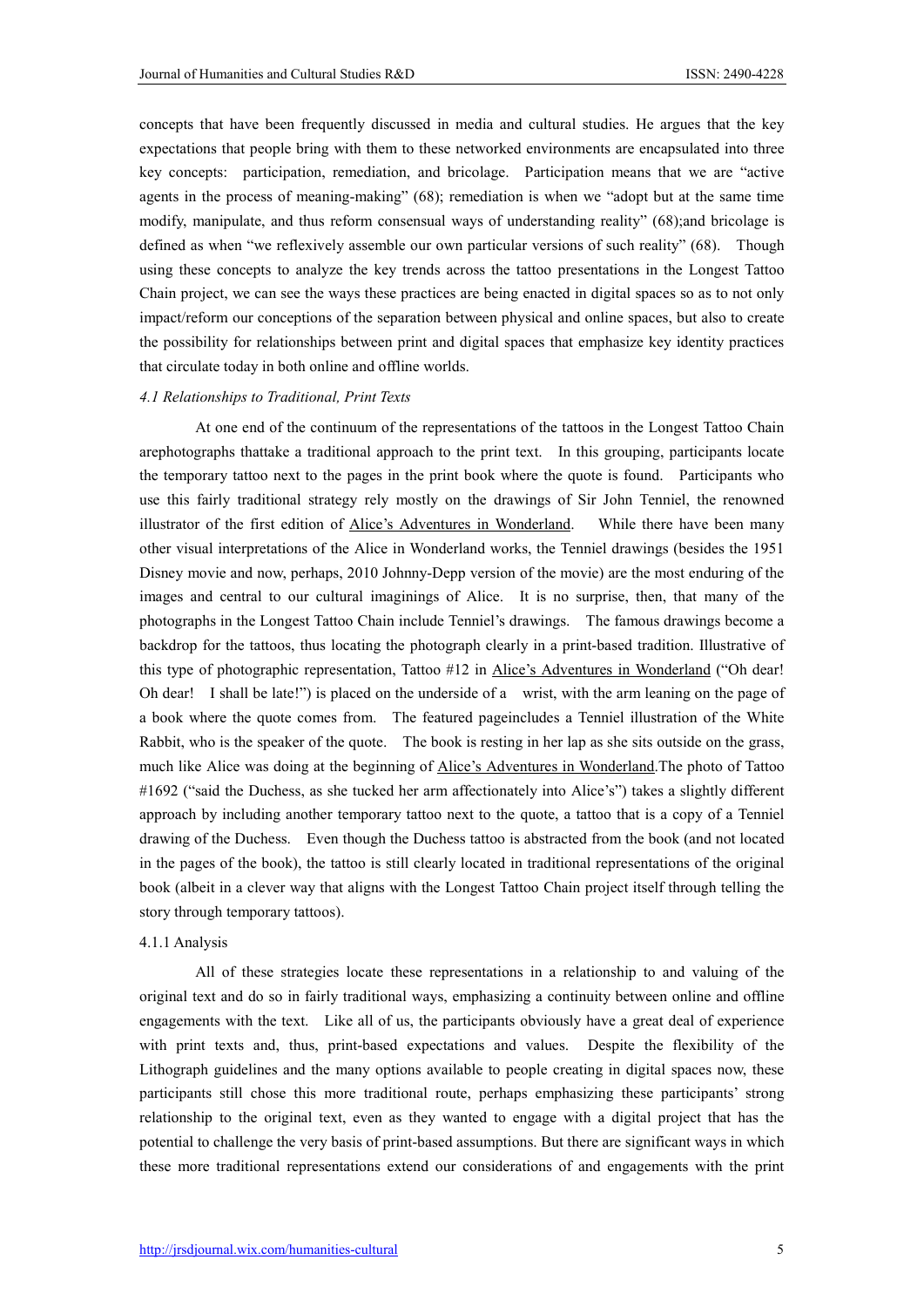concepts that have been frequently discussed in media and cultural studies. He argues that the key expectations that people bring with them to these networked environments are encapsulated into three key concepts: participation, remediation, and bricolage. Participation means that we are "active agents in the process of meaning-making" (68); remediation is when we "adopt but at the same time modify, manipulate, and thus reform consensual ways of understanding reality" (68);and bricolage is defined as when "we reflexively assemble our own particular versions of such reality" (68). Though using these concepts to analyze the key trends across the tattoo presentations in the Longest Tattoo Chain project, we can see the ways these practices are being enacted in digital spaces so as to not only impact/reform our conceptions of the separation between physical and online spaces, but also to create the possibility for relationships between print and digital spaces that emphasize key identity practices that circulate today in both online and offline worlds.

*4.1 Relationships to Traditional, Print Texts*

At one end of the continuum of the representations of the tattoos in the Longest Tattoo Chain arephotographs thattake a traditional approach to the print text. In this grouping, participants locate the temporary tattoo next to the pages in the print book where the quote is found. Participants who use this fairly traditional strategy rely mostly on the drawings of Sir John Tenniel, the renowned illustrator of the first edition of Alice's Adventures in Wonderland. While there have been many other visual interpretations of the Alice in Wonderland works, the Tenniel drawings (besides the 1951 Disney movie and now, perhaps, 2010 Johnny-Depp version of the movie) are the most enduring of the images and central to our cultural imaginings of Alice. It is no surprise, then, that many of the photographs in the Longest Tattoo Chain include Tenniel's drawings. The famous drawings become a backdrop for the tattoos, thus locating the photograph clearly in a print-based tradition. Illustrative of this type of photographic representation, Tattoo #12 in Alice's Adventures in Wonderland ("Oh dear! Oh dear! I shall be late!") is placed on the underside of a wrist, with the arm leaning on the page of a book where the quote comes from. The featured pageincludes a Tenniel illustration of the White Rabbit, who is the speaker of the quote. The book is resting in her lap as she sits outside on the grass, much like Alice was doing at the beginning of Alice's Adventures in Wonderland.The photo of Tattoo #1692 ("said the Duchess, as she tucked her arm affectionately into Alice's") takes a slightly different approach by including another temporary tattoo next to the quote, a tattoo that is a copy of a Tenniel drawing of the Duchess. Even though the Duchess tattoo is abstracted from the book (and not located in the pages of the book), the tattoo is still clearly located in traditional representations of the original book (albeit in a clever way that aligns with the Longest Tattoo Chain project itself through telling the story through temporary tattoos).

4.1.1 Analysis

All of these strategies locate these representations in a relationship to and valuing of the original text and do so in fairly traditional ways, emphasizing a continuity between online and offline engagements with the text. Like all of us, the participants obviously have a great deal of experience with print texts and, thus, print-based expectations and values. Despite the flexibility of the Lithograph guidelines and the many options available to people creating in digital spaces now, these participants still chose this more traditional route, perhaps emphasizing these participants' strong relationship to the original text, even as they wanted to engage with a digital project that has the potential to challenge the very basis of print-based assumptions. But there are significant ways in which these more traditional representations extend our considerations of and engagements with the print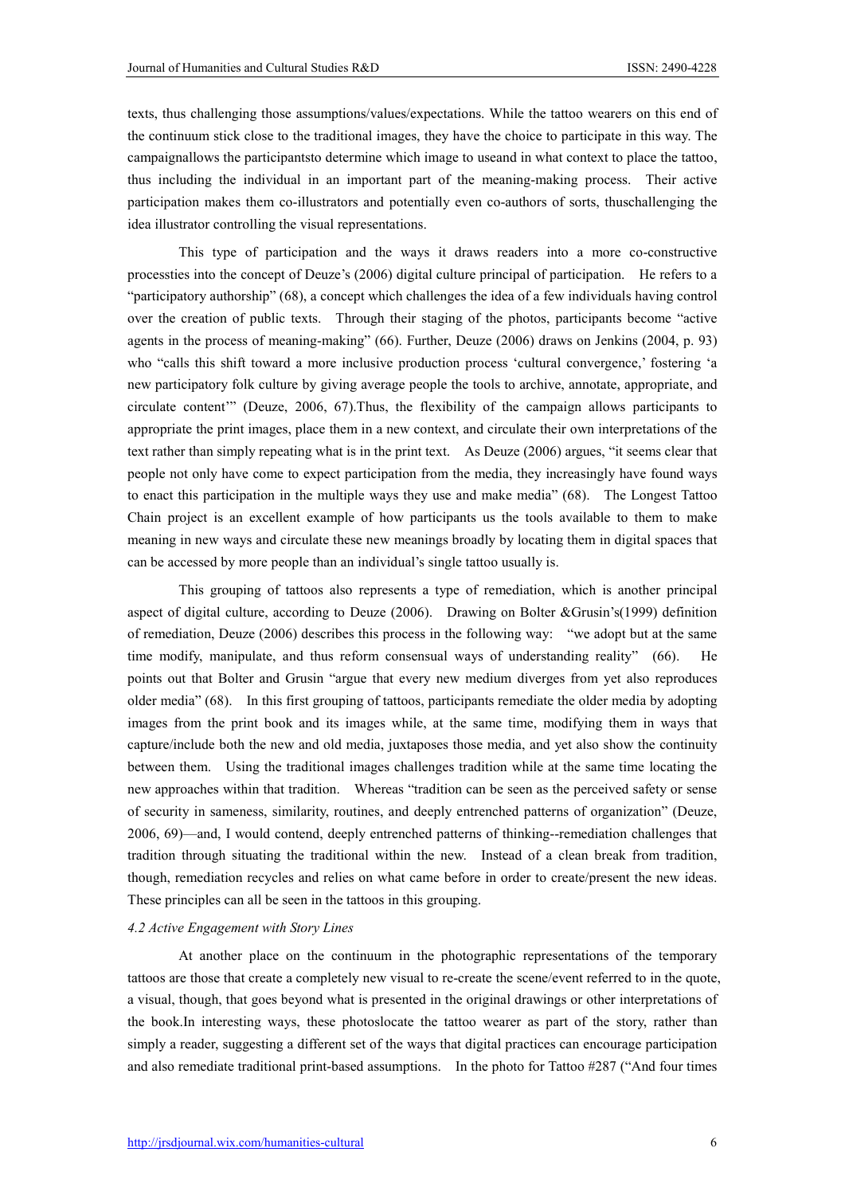texts, thus challenging those assumptions/values/expectations. While the tattoo wearers on this end of the continuum stick close to the traditional images, they have the choice to participate in this way. The campaignallows the participantsto determine which image to useand in what context to place the tattoo, thus including the individual in an important part of the meaning-making process. Their active participation makes them co-illustrators and potentially even co-authors of sorts, thuschallenging the idea illustrator controlling the visual representations.

This type of participation and the ways it draws readers into a more co-constructive processties into the concept of Deuze's (2006) digital culture principal of participation. He refers to a "participatory authorship" (68), a concept which challenges the idea of a few individuals having control over the creation of public texts. Through their staging of the photos, participants become "active agents in the process of meaning-making" (66). Further, Deuze (2006) draws on Jenkins (2004, p. 93) who "calls this shift toward a more inclusive production process 'cultural convergence,' fostering 'a new participatory folk culture by giving average people the tools to archive, annotate, appropriate, and circulate content'" (Deuze, 2006, 67).Thus, the flexibility of the campaign allows participants to appropriate the print images, place them in a new context, and circulate their own interpretations of the text rather than simply repeating what is in the print text. As Deuze (2006) argues, "it seems clear that people not only have come to expect participation from the media, they increasingly have found ways to enact this participation in the multiple ways they use and make media" (68). The Longest Tattoo Chain project is an excellent example of how participants us the tools available to them to make meaning in new ways and circulate these new meanings broadly by locating them in digital spaces that can be accessed by more people than an individual's single tattoo usually is.

This grouping of tattoos also represents a type of remediation, which is another principal aspect of digital culture, according to Deuze (2006). Drawing on Bolter &Grusin's(1999) definition of remediation, Deuze (2006) describes this process in the following way: "we adopt but at the same time modify, manipulate, and thus reform consensual ways of understanding reality" (66). He points out that Bolter and Grusin "argue that every new medium diverges from yet also reproduces older media" (68). In this first grouping of tattoos, participants remediate the older media by adopting images from the print book and its images while, at the same time, modifying them in ways that capture/include both the new and old media, juxtaposes those media, and yet also show the continuity between them. Using the traditional images challenges tradition while at the same time locating the new approaches within that tradition. Whereas "tradition can be seen as the perceived safety or sense of security in sameness, similarity, routines, and deeply entrenched patterns of organization" (Deuze, 2006, 69)—and, I would contend, deeply entrenched patterns of thinking--remediation challenges that tradition through situating the traditional within the new. Instead of a clean break from tradition, though, remediation recycles and relies on what came before in order to create/present the new ideas. These principles can all be seen in the tattoos in this grouping.

*4.2 Active Engagement with Story Lines*

At another place on the continuum in the photographic representations of the temporary tattoos are those that create a completely new visual to re-create the scene/event referred to in the quote, a visual, though, that goes beyond what is presented in the original drawings or other interpretations of the book.In interesting ways, these photoslocate the tattoo wearer as part of the story, rather than simply a reader, suggesting a different set of the ways that digital practices can encourage participation and also remediate traditional print-based assumptions. In the photo for Tattoo #287 ("And four times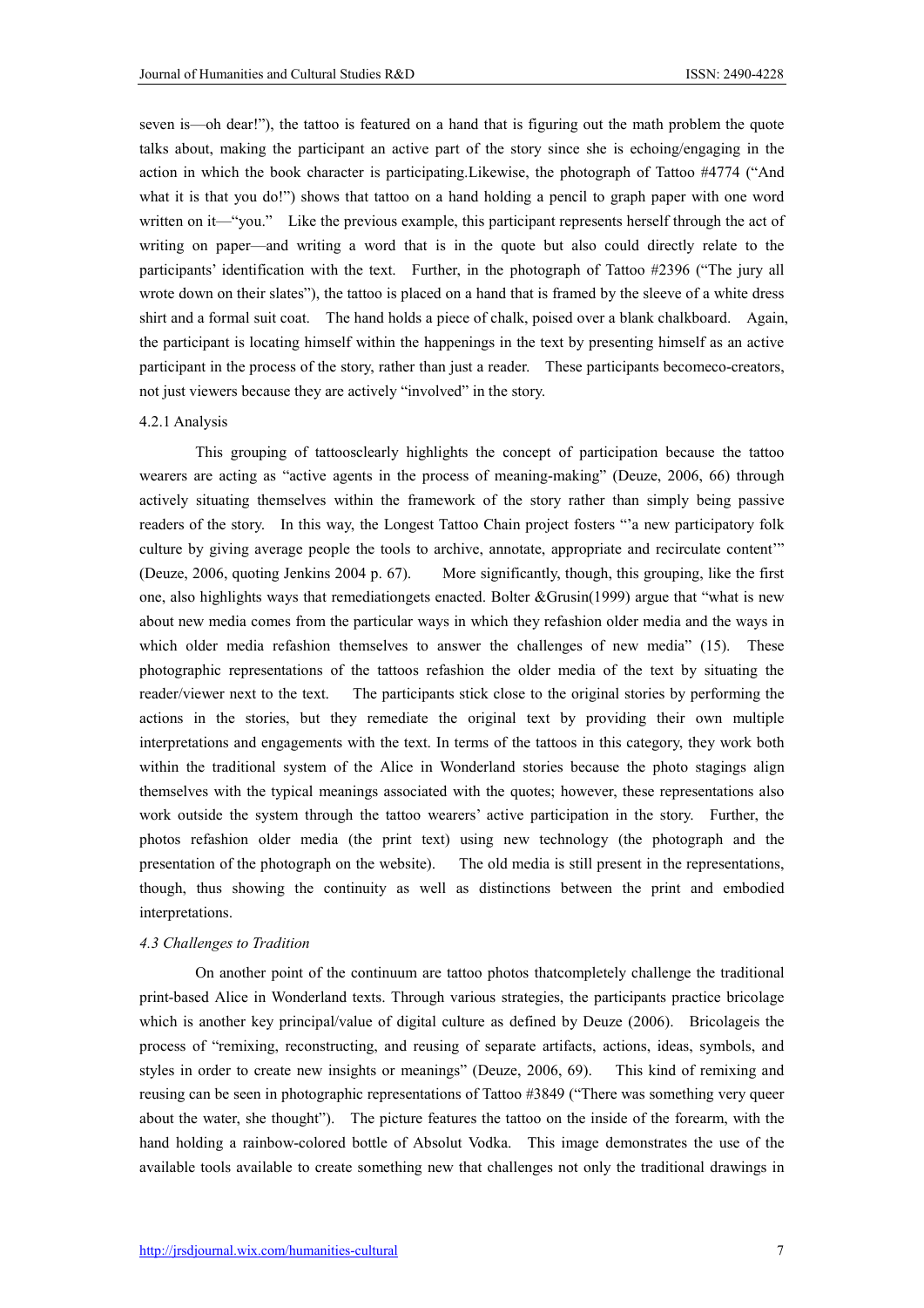seven is—oh dear!"), the tattoo is featured on a hand that is figuring out the math problem the quote talks about, making the participant an active part of the story since she is echoing/engaging in the action in which the book character is participating.Likewise, the photograph of Tattoo #4774 ("And what it is that you do!") shows that tattoo on a hand holding a pencil to graph paper with one word written on it—"you." Like the previous example, this participant represents herself through the act of writing on paper—and writing a word that is in the quote but also could directly relate to the participants' identification with the text. Further, in the photograph of Tattoo #2396 ("The jury all wrote down on their slates"), the tattoo is placed on a hand that is framed by the sleeve of a white dress shirt and a formal suit coat. The hand holds a piece of chalk, poised over a blank chalkboard. Again, the participant is locating himself within the happenings in the text by presenting himself as an active participant in the process of the story, rather than just a reader. These participants becomeco-creators, not just viewers because they are actively "involved" in the story.

4.2.1 Analysis

This grouping of tattoosclearly highlights the concept of participation because the tattoo wearers are acting as "active agents in the process of meaning-making" (Deuze, 2006, 66) through actively situating themselves within the framework of the story rather than simply being passive readers of the story. In this way, the Longest Tattoo Chain project fosters "'a new participatory folk culture by giving average people the tools to archive, annotate, appropriate and recirculate content'" (Deuze, 2006, quoting Jenkins 2004 p. 67). More significantly, though, this grouping, like the first one, also highlights ways that remediationgets enacted. Bolter &Grusin(1999) argue that "what is new about new media comes from the particular ways in which they refashion older media and the ways in which older media refashion themselves to answer the challenges of new media" (15). These photographic representations of the tattoos refashion the older media of the text by situating the reader/viewer next to the text. The participants stick close to the original stories by performing the actions in the stories, but they remediate the original text by providing their own multiple interpretations and engagements with the text. In terms of the tattoos in this category, they work both within the traditional system of the Alice in Wonderland stories because the photo stagings align themselves with the typical meanings associated with the quotes; however, these representations also work outside the system through the tattoo wearers' active participation in the story. Further, the photos refashion older media (the print text) using new technology (the photograph and the presentation of the photograph on the website). The old media is still present in the representations, though, thus showing the continuity as well as distinctions between the print and embodied interpretations.

*4.3 Challenges to Tradition*

On another point of the continuum are tattoo photos thatcompletely challenge the traditional print-based Alice in Wonderland texts. Through various strategies, the participants practice bricolage which is another key principal/value of digital culture as defined by Deuze (2006). Bricolageis the process of "remixing, reconstructing, and reusing of separate artifacts, actions, ideas, symbols, and styles in order to create new insights or meanings" (Deuze, 2006, 69). This kind of remixing and reusing can be seen in photographic representations of Tattoo #3849 ("There was something very queer about the water, she thought"). The picture features the tattoo on the inside of the forearm, with the hand holding a rainbow-colored bottle of Absolut Vodka. This image demonstrates the use of the available tools available to create something new that challenges not only the traditional drawings in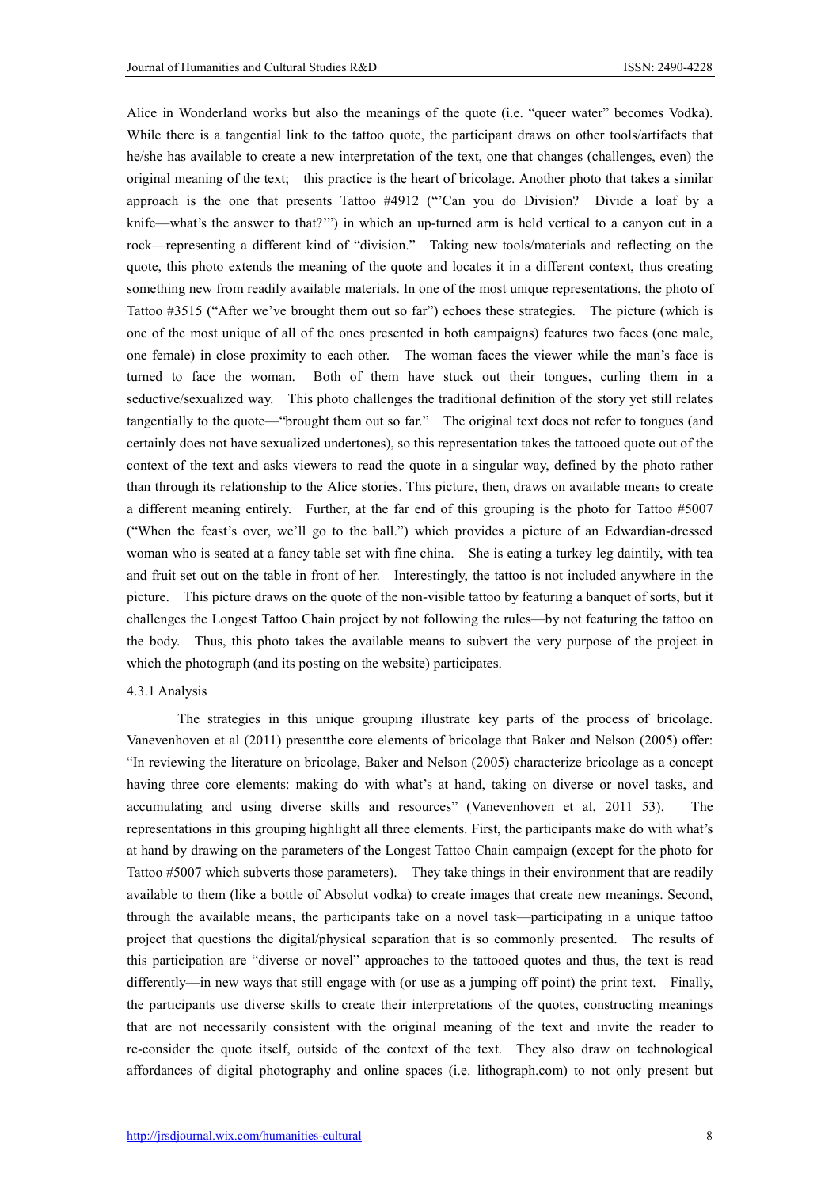Alice in Wonderland works but also the meanings of the quote (i.e. "queer water" becomes Vodka). While there is a tangential link to the tattoo quote, the participant draws on other tools/artifacts that he/she has available to create a new interpretation of the text, one that changes (challenges, even) the original meaning of the text; this practice is the heart of bricolage. Another photo that takes a similar approach is the one that presents Tattoo #4912 ("'Can you do Division? Divide a loaf by a knife—what's the answer to that?'") in which an up-turned arm is held vertical to a canyon cut in a rock—representing a different kind of "division." Taking new tools/materials and reflecting on the quote, this photo extends the meaning of the quote and locates it in a different context, thus creating something new from readily available materials. In one of the most unique representations, the photo of Tattoo #3515 ("After we've brought them out so far") echoes these strategies. The picture (which is one of the most unique of all of the ones presented in both campaigns) features two faces (one male, one female) in close proximity to each other. The woman faces the viewer while the man's face is turned to face the woman. Both of them have stuck out their tongues, curling them in a seductive/sexualized way. This photo challenges the traditional definition of the story yet still relates tangentially to the quote—"brought them out so far." The original text does not refer to tongues (and certainly does not have sexualized undertones), so this representation takes the tattooed quote out of the context of the text and asks viewers to read the quote in a singular way, defined by the photo rather than through its relationship to the Alice stories. This picture, then, draws on available means to create a different meaning entirely. Further, at the far end of this grouping is the photo for Tattoo #5007 ("When the feast's over, we'll go to the ball.") which provides a picture of an Edwardian-dressed woman who is seated at a fancy table set with fine china. She is eating a turkey leg daintily, with tea and fruit set out on the table in front of her. Interestingly, the tattoo is not included anywhere in the picture. This picture draws on the quote of the non-visible tattoo by featuring a banquet of sorts, but it challenges the Longest Tattoo Chain project by not following the rules—by not featuring the tattoo on the body. Thus, this photo takes the available means to subvert the very purpose of the project in which the photograph (and its posting on the website) participates.

4.3.1 Analysis

The strategies in this unique grouping illustrate key parts of the process of bricolage. Vanevenhoven et al (2011) presentthe core elements of bricolage that Baker and Nelson (2005) offer: "In reviewing the literature on bricolage, Baker and Nelson (2005) characterize bricolage as a concept having three core elements: making do with what's at hand, taking on diverse or novel tasks, and accumulating and using diverse skills and resources" (Vanevenhoven et al, 2011 53). The representations in this grouping highlight all three elements. First, the participants make do with what's at hand by drawing on the parameters of the Longest Tattoo Chain campaign (except for the photo for Tattoo #5007 which subverts those parameters). They take things in their environment that are readily available to them (like a bottle of Absolut vodka) to create images that create new meanings. Second, through the available means, the participants take on a novel task—participating in a unique tattoo project that questions the digital/physical separation that is so commonly presented. The results of this participation are "diverse or novel" approaches to the tattooed quotes and thus, the text is read differently—in new ways that still engage with (or use as a jumping off point) the print text. Finally, the participants use diverse skills to create their interpretations of the quotes, constructing meanings that are not necessarily consistent with the original meaning of the text and invite the reader to re-consider the quote itself, outside of the context of the text. They also draw on technological affordances of digital photography and online spaces (i.e. lithograph.com) to not only present but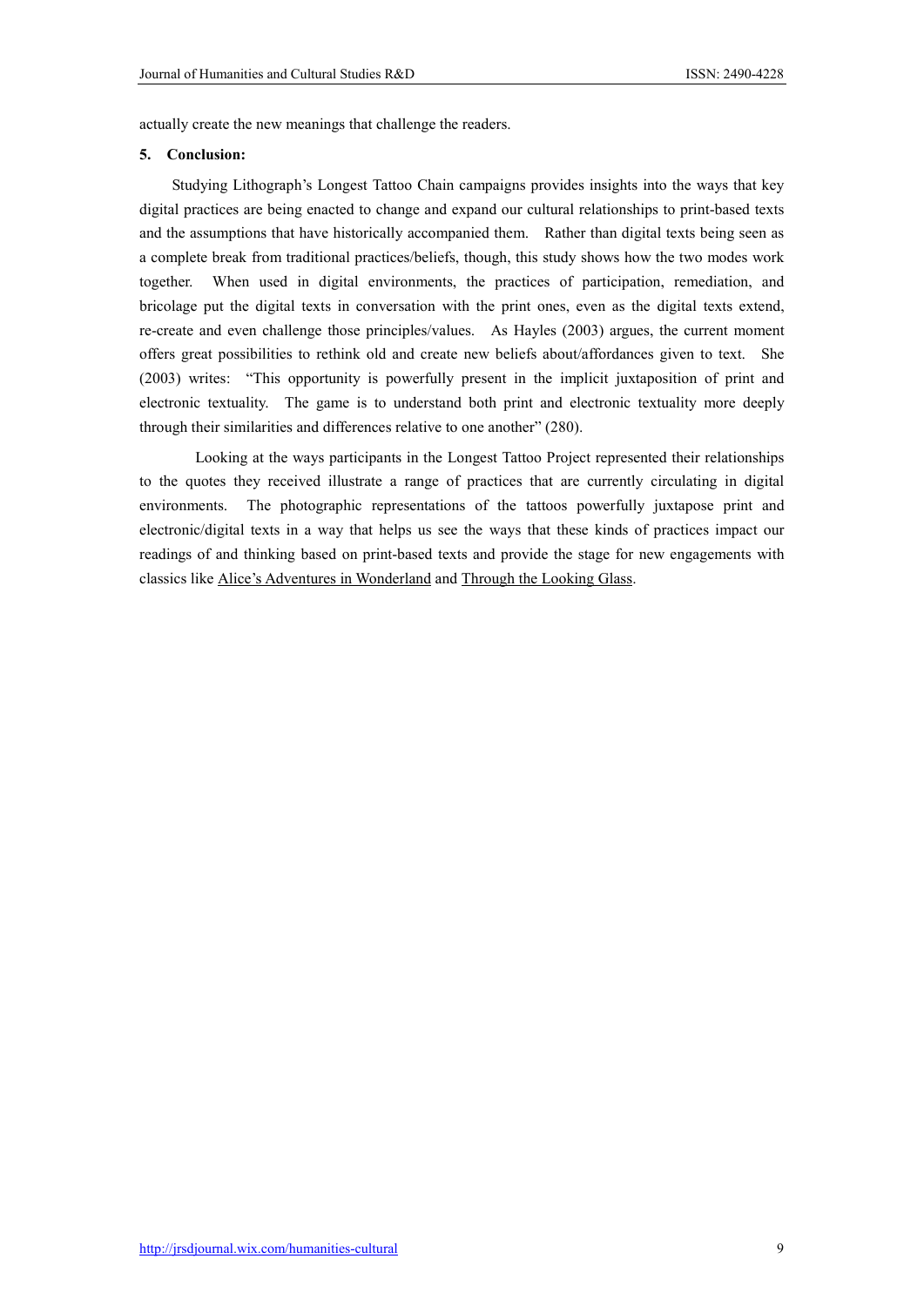actually create the new meanings that challenge the readers.

## 5. Conclusion:

Studying Lithograph's Longest Tattoo Chain campaigns provides insights into the ways that key digital practices are being enacted to change and expand our cultural relationships to print-based texts and the assumptions that have historically accompanied them. Rather than digital texts being seen as a complete break from traditional practices/beliefs, though, this study shows how the two modes work together. When used in digital environments, the practices of participation, remediation, and bricolage put the digital texts in conversation with the print ones, even as the digital texts extend, re-create and even challenge those principles/values. As Hayles (2003) argues, the current moment offers great possibilities to rethink old and create new beliefs about/affordances given to text. She (2003) writes: "This opportunity is powerfully present in the implicit juxtaposition of print and electronic textuality. The game is to understand both print and electronic textuality more deeply through their similarities and differences relative to one another" (280).

Looking at the ways participants in the Longest Tattoo Project represented their relationships to the quotes they received illustrate a range of practices that are currently circulating in digital environments. The photographic representations of the tattoos powerfully juxtapose print and electronic/digital texts in a way that helps us see the ways that these kinds of practices impact our readings of and thinking based on print-based texts and provide the stage for new engagements with classics like Alice's Adventures in Wonderland and Through the Looking Glass.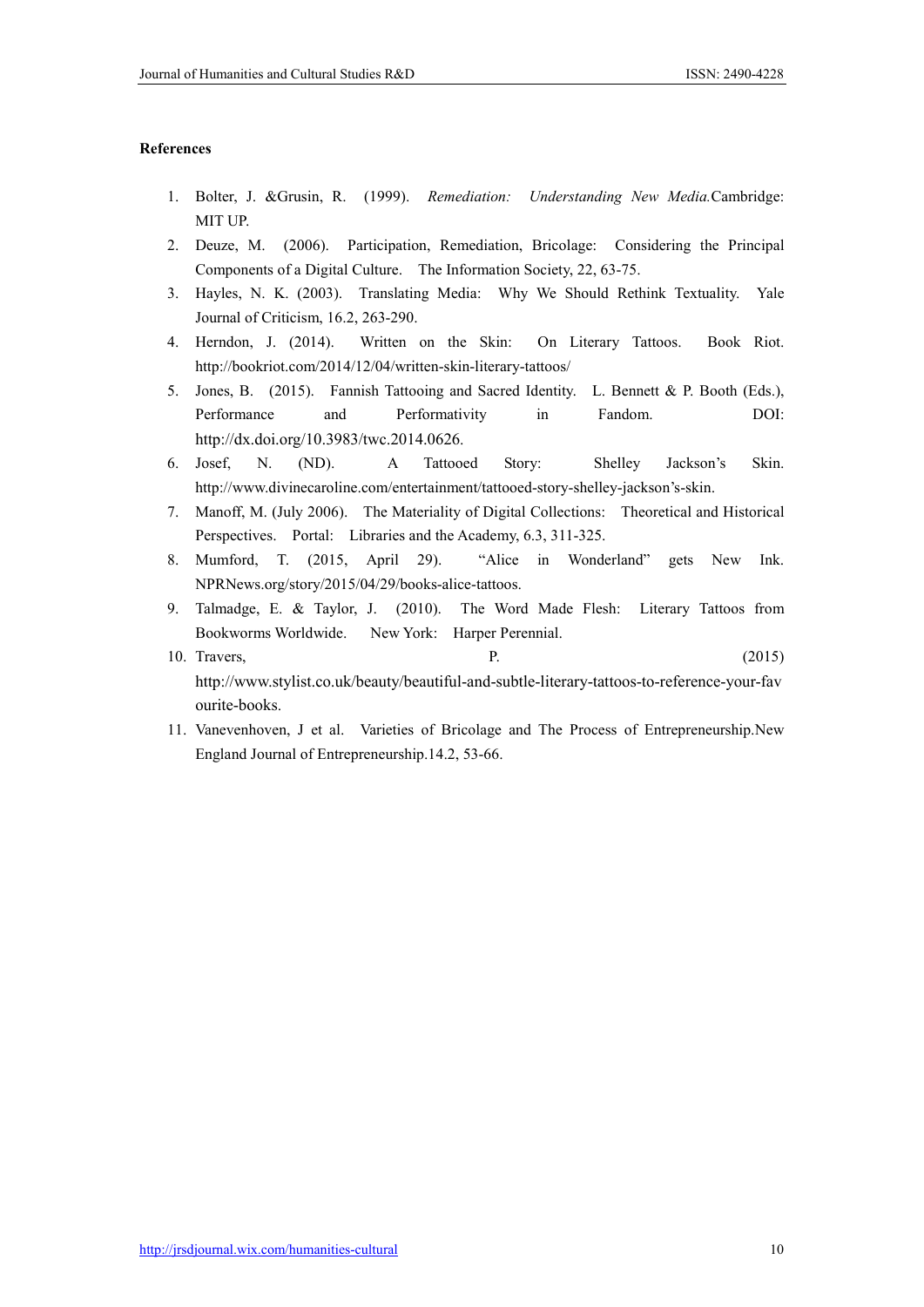**References**

1. Bolter, J. &Grusin, R. (1999). *Remediation: Understanding New Media.*Cambridge: MIT UP.
2. Deuze, M. (2006). Participation, Remediation, Bricolage: Considering the Principal Components of a Digital Culture. The Information Society, 22, 63-75.
3. Hayles, N. K. (2003). Translating Media: Why We Should Rethink Textuality. Yale Journal of Criticism, 16.2, 263-290.
4. Herndon, J. (2014). Written on the Skin: On Literary Tattoos. Book Riot. http://bookriot.com/2014/12/04/written-skin-literary-tattoos/
5. Jones, B. (2015). Fannish Tattooing and Sacred Identity. L. Bennett & P. Booth (Eds.), Performance and Performativity in Fandom. DOI: http://dx.doi.org/10.3983/twc.2014.0626.
6. Josef, N. (ND). A Tattooed Story: Shelley Jackson's Skin. http://www.divinecaroline.com/entertainment/tattooed-story-shelley-jackson's-skin.
7. Manoff, M. (July 2006). The Materiality of Digital Collections: Theoretical and Historical Perspectives. Portal: Libraries and the Academy, 6.3, 311-325.
8. Mumford, T. (2015, April 29). "Alice in Wonderland" gets New Ink. NPRNews.org/story/2015/04/29/books-alice-tattoos.
9. Talmadge, E. & Taylor, J. (2010). The Word Made Flesh: Literary Tattoos from Bookworms Worldwide. New York: Harper Perennial.
10. Travers, P. (2015) http://www.stylist.co.uk/beauty/beautiful-and-subtle-literary-tattoos-to-reference-your-favourite-books.
11. Vanevenhoven, J et al. Varieties of Bricolage and The Process of Entrepreneurship.New England Journal of Entrepreneurship.14.2, 53-66.